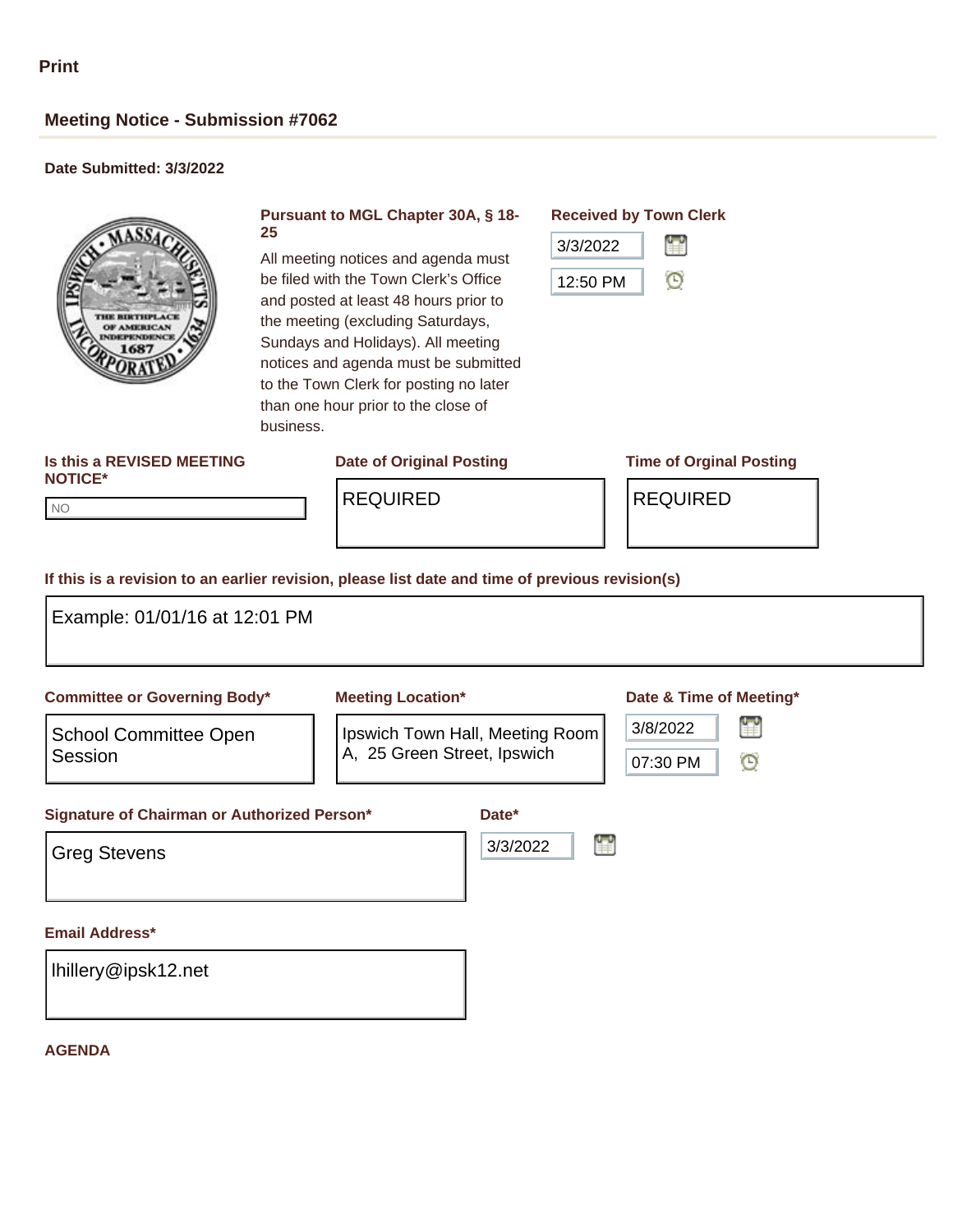Print

## Meeting Notice - Submission #7062

**Date Submitted: 3/3/2022**

**Pursuant to MGL Chapter 30A, § 18-25**

All meeting notices and agenda must be filed with the Town Clerk's Office and posted at least 48 hours prior to the meeting (excluding Saturdays, Sundays and Holidays). All meeting notices and agenda must be submitted to the Town Clerk for posting no later than one hour prior to the close of business.

**Received by Town Clerk**

3/3/2022

12:50 PM

**Is this a REVISED MEETING NOTICE\***

NO

**Date of Original Posting**

REQUIRED

**Time of Orginal Posting**

REQUIRED

**If this is a revision to an earlier revision, please list date and time of previous revision(s)**

Example: 01/01/16 at 12:01 PM

**Committee or Governing Body\***

School Committee Open Session

**Meeting Location\***

Ipswich Town Hall, Meeting Room A, 25 Green Street, Ipswich

**Date & Time of Meeting\***

3/8/2022

07:30 PM

**Signature of Chairman or Authorized Person\***

Greg Stevens

**Date\***

3/3/2022

**Email Address\***

lhillery@ipsk12.net

**AGENDA**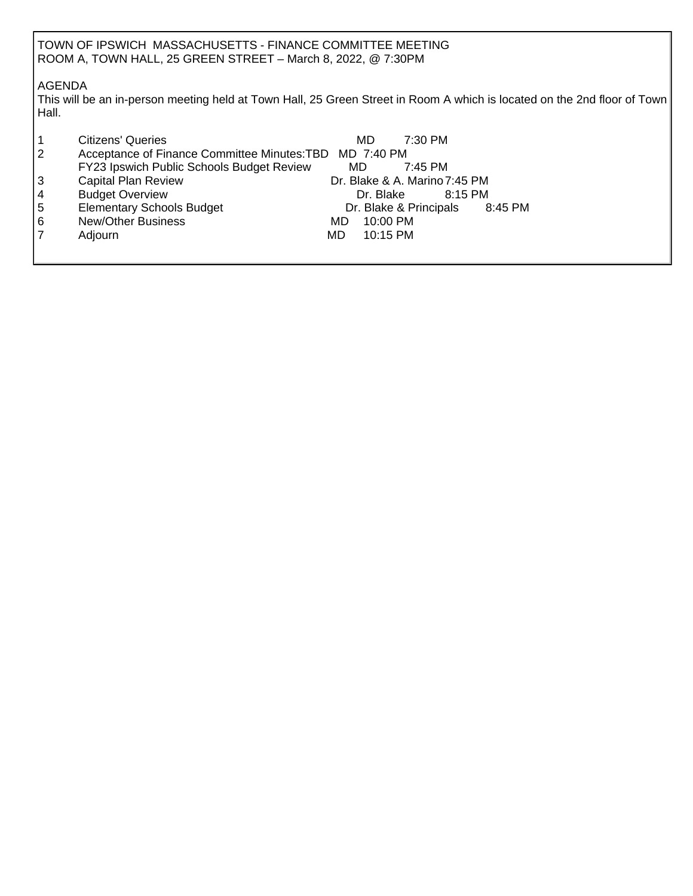TOWN OF IPSWICH MASSACHUSETTS - FINANCE COMMITTEE MEETING
ROOM A, TOWN HALL, 25 GREEN STREET – March 8, 2022, @ 7:30PM

AGENDA

This will be an in-person meeting held at Town Hall, 25 Green Street in Room A which is located on the 2nd floor of Town Hall.

| | | | |
|---|---|---|---|
| 1 | Citizens' Queries | MD | 7:30 PM |
| 2 | Acceptance of Finance Committee Minutes:TBD | MD | 7:40 PM |
| | FY23 Ipswich Public Schools Budget Review | MD | 7:45 PM |
| 3 | Capital Plan Review | Dr. Blake & A. Marino | 7:45 PM |
| 4 | Budget Overview | Dr. Blake | 8:15 PM |
| 5 | Elementary Schools Budget | Dr. Blake & Principals | 8:45 PM |
| 6 | New/Other Business | MD | 10:00 PM |
| 7 | Adjourn | MD | 10:15 PM |